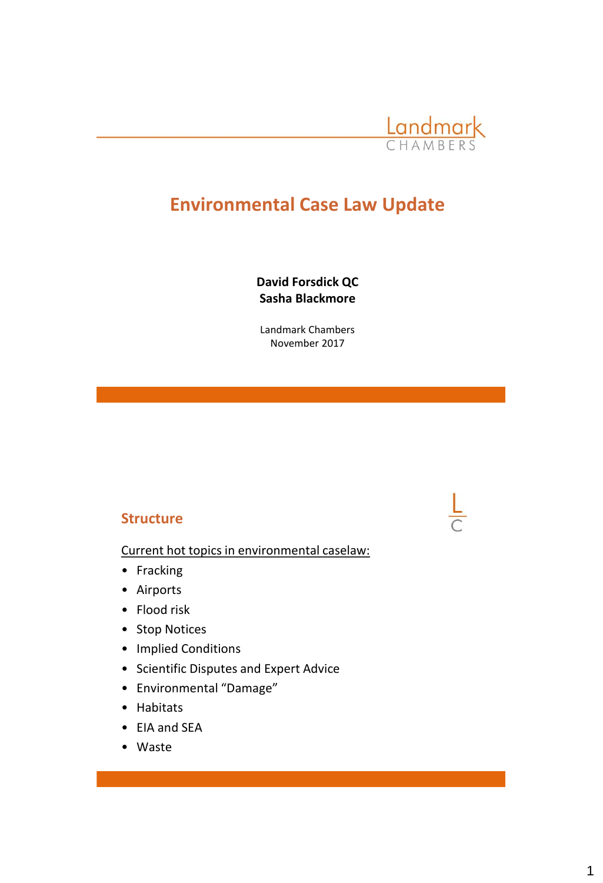Landmark
CHAMBERS

# Environmental Case Law Update

**David Forsdick QC**
**Sasha Blackmore**

Landmark Chambers
November 2017

## Structure

Current hot topics in environmental caselaw:

- Fracking
- Airports
- Flood risk
- Stop Notices
- Implied Conditions
- Scientific Disputes and Expert Advice
- Environmental "Damage"
- Habitats
- EIA and SEA
- Waste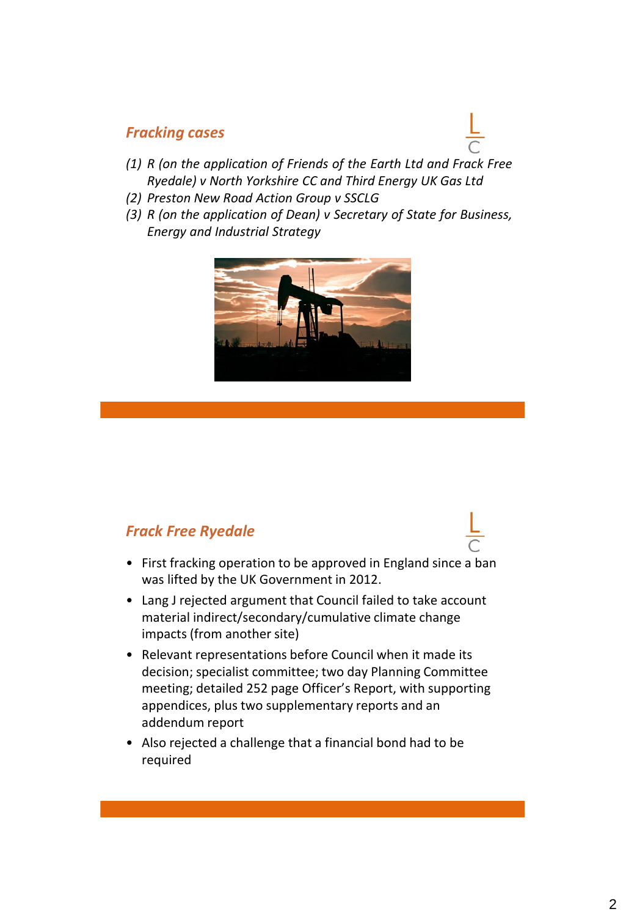## *Fracking cases*

*(1) R (on the application of Friends of the Earth Ltd and Frack Free Ryedale) v North Yorkshire CC and Third Energy UK Gas Ltd*
*(2) Preston New Road Action Group v SSCLG*
*(3) R (on the application of Dean) v Secretary of State for Business, Energy and Industrial Strategy*

## *Frack Free Ryedale*

- First fracking operation to be approved in England since a ban was lifted by the UK Government in 2012.
- Lang J rejected argument that Council failed to take account material indirect/secondary/cumulative climate change impacts (from another site)
- Relevant representations before Council when it made its decision; specialist committee; two day Planning Committee meeting; detailed 252 page Officer's Report, with supporting appendices, plus two supplementary reports and an addendum report
- Also rejected a challenge that a financial bond had to be required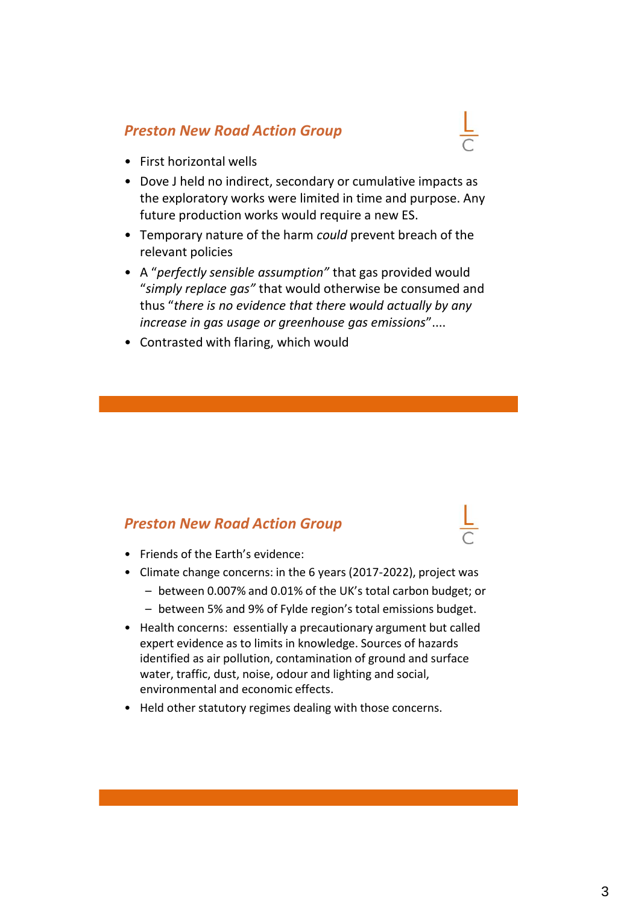## *Preston New Road Action Group*

- First horizontal wells
- Dove J held no indirect, secondary or cumulative impacts as the exploratory works were limited in time and purpose. Any future production works would require a new ES.
- Temporary nature of the harm *could* prevent breach of the relevant policies
- A "*perfectly sensible assumption*" that gas provided would "*simply replace gas*" that would otherwise be consumed and thus "*there is no evidence that there would actually by any increase in gas usage or greenhouse gas emissions*"....
- Contrasted with flaring, which would

## *Preston New Road Action Group*

- Friends of the Earth's evidence:
- Climate change concerns: in the 6 years (2017-2022), project was
  - between 0.007% and 0.01% of the UK's total carbon budget; or
  - between 5% and 9% of Fylde region's total emissions budget.
- Health concerns: essentially a precautionary argument but called expert evidence as to limits in knowledge. Sources of hazards identified as air pollution, contamination of ground and surface water, traffic, dust, noise, odour and lighting and social, environmental and economic effects.
- Held other statutory regimes dealing with those concerns.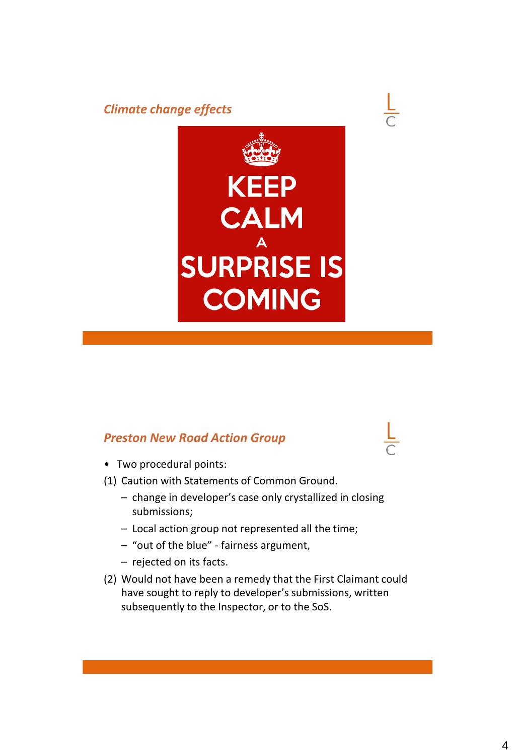## *Climate change effects*

KEEP CALM A SURPRISE IS COMING

## *Preston New Road Action Group*

- Two procedural points:

(1) Caution with Statements of Common Ground.

- change in developer's case only crystallized in closing submissions;
- Local action group not represented all the time;
- "out of the blue" - fairness argument,
- rejected on its facts.

(2) Would not have been a remedy that the First Claimant could have sought to reply to developer's submissions, written subsequently to the Inspector, or to the SoS.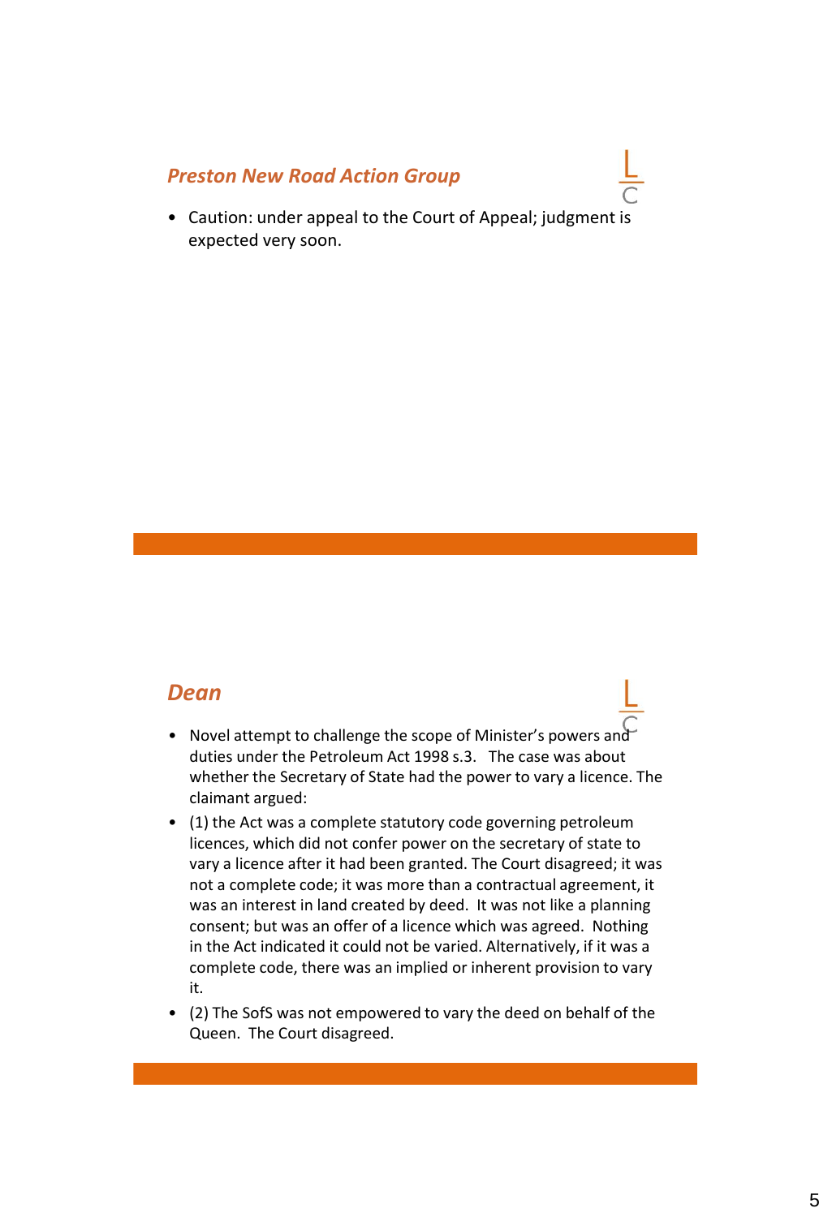## *Preston New Road Action Group*

- Caution: under appeal to the Court of Appeal; judgment is expected very soon.

## *Dean*

- Novel attempt to challenge the scope of Minister's powers and duties under the Petroleum Act 1998 s.3. The case was about whether the Secretary of State had the power to vary a licence. The claimant argued:
- (1) the Act was a complete statutory code governing petroleum licences, which did not confer power on the secretary of state to vary a licence after it had been granted. The Court disagreed; it was not a complete code; it was more than a contractual agreement, it was an interest in land created by deed. It was not like a planning consent; but was an offer of a licence which was agreed. Nothing in the Act indicated it could not be varied. Alternatively, if it was a complete code, there was an implied or inherent provision to vary it.
- (2) The SofS was not empowered to vary the deed on behalf of the Queen. The Court disagreed.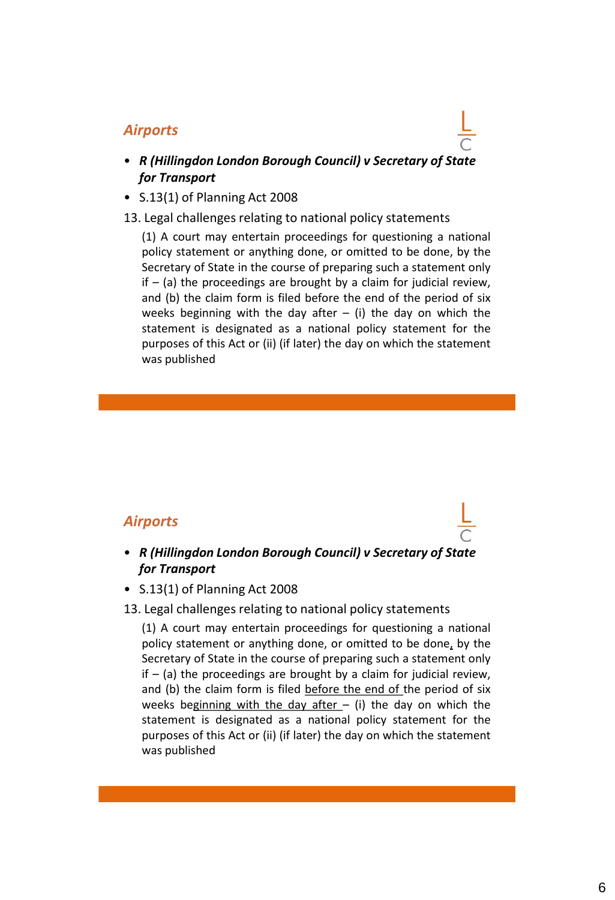## *Airports*

- ***R (Hillingdon London Borough Council) v Secretary of State for Transport***
- S.13(1) of Planning Act 2008

13. Legal challenges relating to national policy statements

(1) A court may entertain proceedings for questioning a national policy statement or anything done, or omitted to be done, by the Secretary of State in the course of preparing such a statement only if – (a) the proceedings are brought by a claim for judicial review, and (b) the claim form is filed before the end of the period of six weeks beginning with the day after – (i) the day on which the statement is designated as a national policy statement for the purposes of this Act or (ii) (if later) the day on which the statement was published

## *Airports*

- ***R (Hillingdon London Borough Council) v Secretary of State for Transport***
- S.13(1) of Planning Act 2008

13. Legal challenges relating to national policy statements

(1) A court may entertain proceedings for questioning a national policy statement or anything done, or omitted to be done, by the Secretary of State in the course of preparing such a statement only if – (a) the proceedings are brought by a claim for judicial review, and (b) the claim form is filed <u>before the end of</u> the period of six weeks <u>beginning with the day after</u> – (i) the day on which the statement is designated as a national policy statement for the purposes of this Act or (ii) (if later) the day on which the statement was published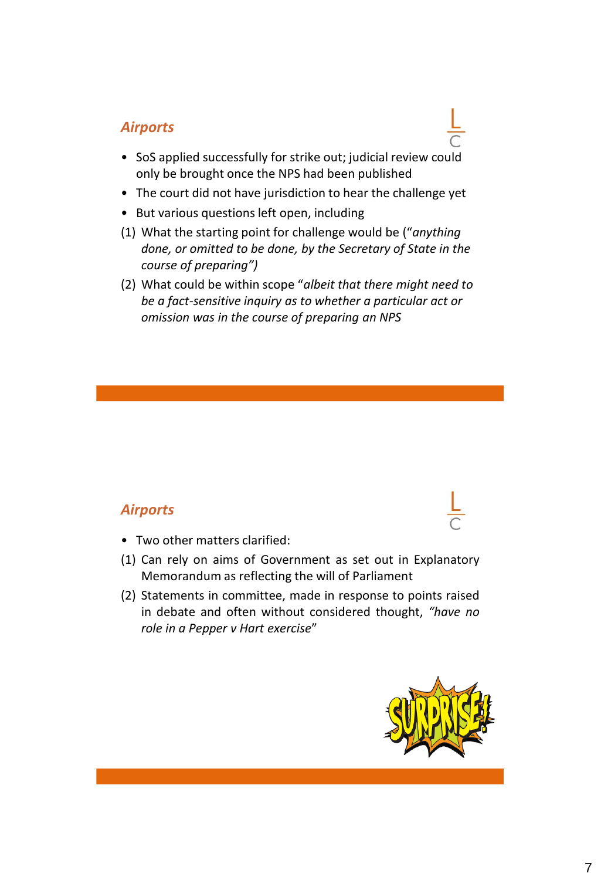## *Airports*

- SoS applied successfully for strike out; judicial review could only be brought once the NPS had been published
- The court did not have jurisdiction to hear the challenge yet
- But various questions left open, including

(1) What the starting point for challenge would be ("*anything done, or omitted to be done, by the Secretary of State in the course of preparing")*

(2) What could be within scope "*albeit that there might need to be a fact-sensitive inquiry as to whether a particular act or omission was in the course of preparing an NPS*

## *Airports*

- Two other matters clarified:

(1) Can rely on aims of Government as set out in Explanatory Memorandum as reflecting the will of Parliament

(2) Statements in committee, made in response to points raised in debate and often without considered thought, *"have no role in a Pepper v Hart exercise*"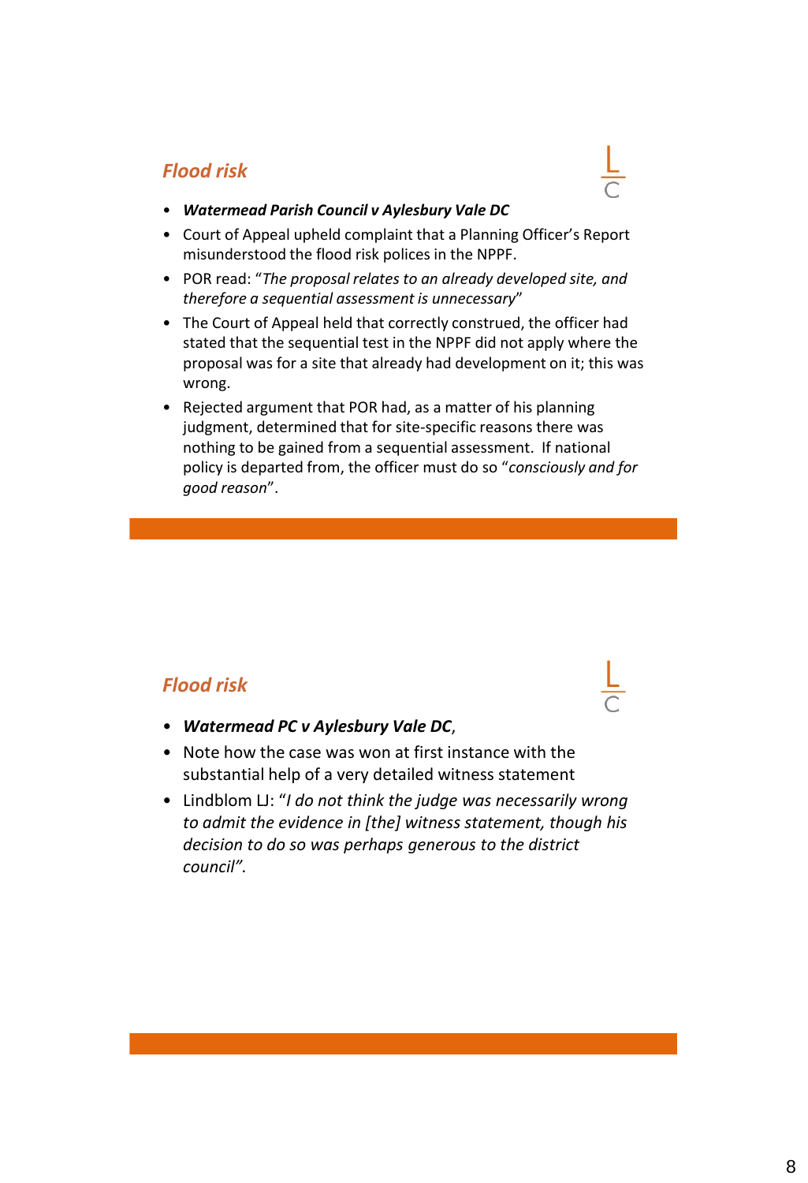## *Flood risk*

- ***Watermead Parish Council v Aylesbury Vale DC***
- Court of Appeal upheld complaint that a Planning Officer's Report misunderstood the flood risk polices in the NPPF.
- POR read: "*The proposal relates to an already developed site, and therefore a sequential assessment is unnecessary*"
- The Court of Appeal held that correctly construed, the officer had stated that the sequential test in the NPPF did not apply where the proposal was for a site that already had development on it; this was wrong.
- Rejected argument that POR had, as a matter of his planning judgment, determined that for site-specific reasons there was nothing to be gained from a sequential assessment. If national policy is departed from, the officer must do so "*consciously and for good reason*".

## *Flood risk*

- ***Watermead PC v Aylesbury Vale DC***,
- Note how the case was won at first instance with the substantial help of a very detailed witness statement
- Lindblom LJ: "*I do not think the judge was necessarily wrong to admit the evidence in [the] witness statement, though his decision to do so was perhaps generous to the district council".*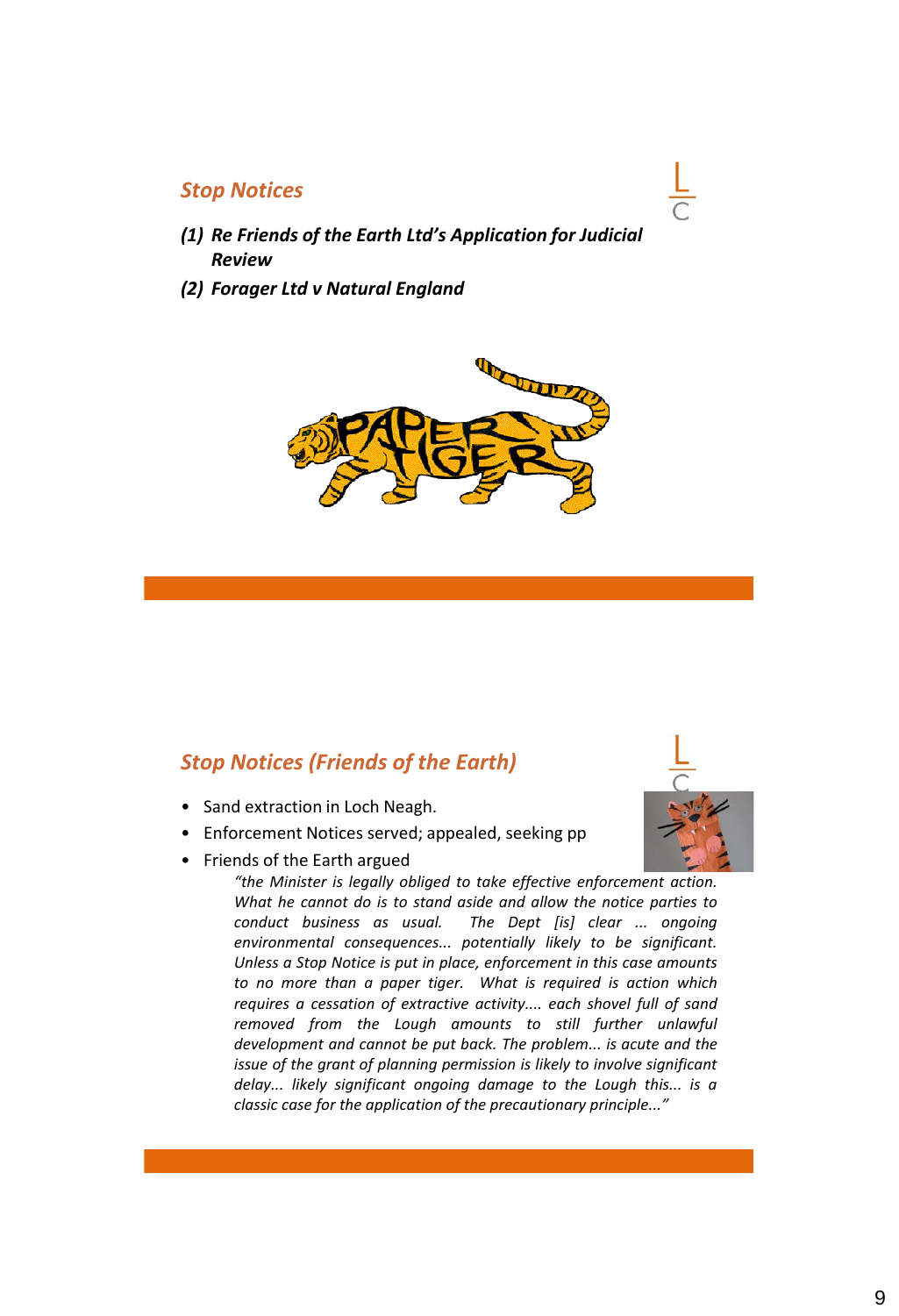## *Stop Notices*

***(1) Re Friends of the Earth Ltd's Application for Judicial Review***

***(2) Forager Ltd v Natural England***

## *Stop Notices (Friends of the Earth)*

- Sand extraction in Loch Neagh.
- Enforcement Notices served; appealed, seeking pp
- Friends of the Earth argued

  *"the Minister is legally obliged to take effective enforcement action. What he cannot do is to stand aside and allow the notice parties to conduct business as usual. The Dept [is] clear ... ongoing environmental consequences... potentially likely to be significant. Unless a Stop Notice is put in place, enforcement in this case amounts to no more than a paper tiger. What is required is action which requires a cessation of extractive activity.... each shovel full of sand removed from the Lough amounts to still further unlawful development and cannot be put back. The problem... is acute and the issue of the grant of planning permission is likely to involve significant delay... likely significant ongoing damage to the Lough this... is a classic case for the application of the precautionary principle..."*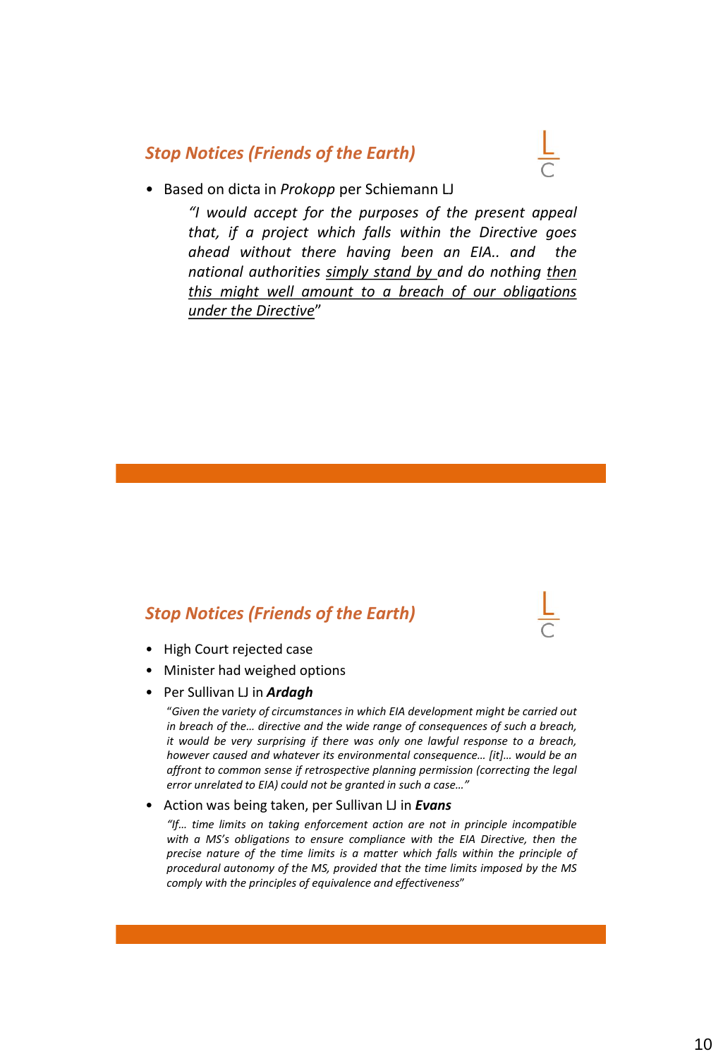## *Stop Notices (Friends of the Earth)*

- Based on dicta in *Prokopp* per Schiemann LJ

  > *"I would accept for the purposes of the present appeal that, if a project which falls within the Directive goes ahead without there having been an EIA.. and the national authorities simply stand by and do nothing then this might well amount to a breach of our obligations under the Directive"*

## *Stop Notices (Friends of the Earth)*

- High Court rejected case
- Minister had weighed options
- Per Sullivan LJ in ***Ardagh***

  > "*Given the variety of circumstances in which EIA development might be carried out in breach of the… directive and the wide range of consequences of such a breach, it would be very surprising if there was only one lawful response to a breach, however caused and whatever its environmental consequence… [it]… would be an affront to common sense if retrospective planning permission (correcting the legal error unrelated to EIA) could not be granted in such a case…"*

- Action was being taken, per Sullivan LJ in ***Evans***

  > *"If… time limits on taking enforcement action are not in principle incompatible with a MS's obligations to ensure compliance with the EIA Directive, then the precise nature of the time limits is a matter which falls within the principle of procedural autonomy of the MS, provided that the time limits imposed by the MS comply with the principles of equivalence and effectiveness*"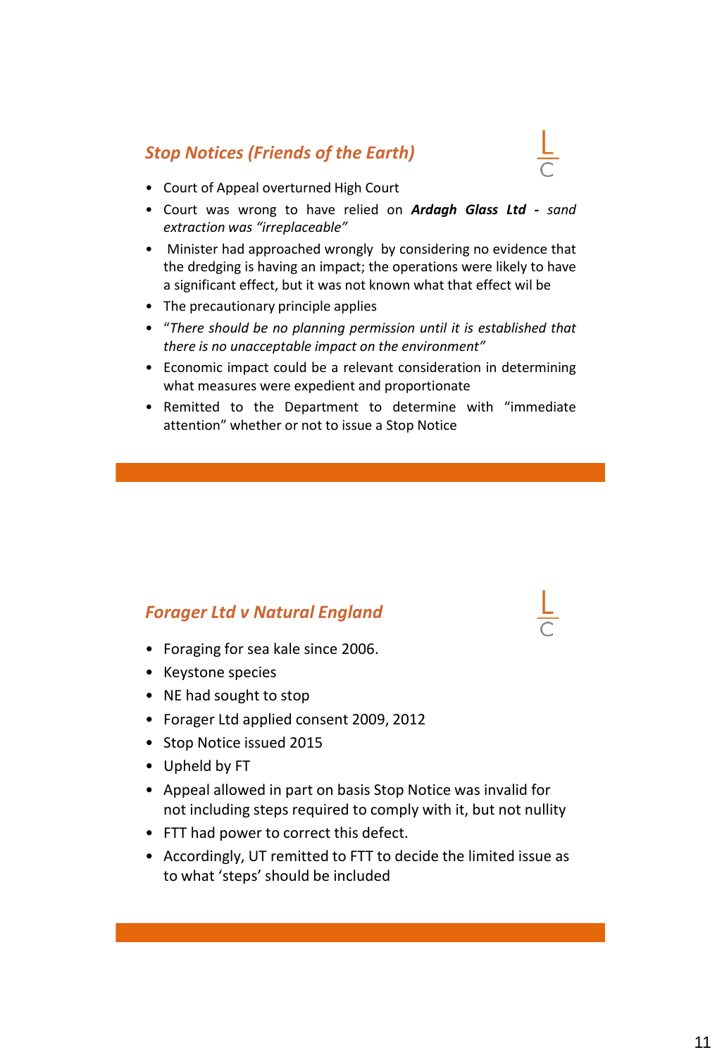## *Stop Notices (Friends of the Earth)*

- Court of Appeal overturned High Court
- Court was wrong to have relied on ***Ardagh Glass Ltd*** *- sand extraction was "irreplaceable"*
- Minister had approached wrongly by considering no evidence that the dredging is having an impact; the operations were likely to have a significant effect, but it was not known what that effect wil be
- The precautionary principle applies
- "*There should be no planning permission until it is established that there is no unacceptable impact on the environment"*
- Economic impact could be a relevant consideration in determining what measures were expedient and proportionate
- Remitted to the Department to determine with "immediate attention" whether or not to issue a Stop Notice

## *Forager Ltd v Natural England*

- Foraging for sea kale since 2006.
- Keystone species
- NE had sought to stop
- Forager Ltd applied consent 2009, 2012
- Stop Notice issued 2015
- Upheld by FT
- Appeal allowed in part on basis Stop Notice was invalid for not including steps required to comply with it, but not nullity
- FTT had power to correct this defect.
- Accordingly, UT remitted to FTT to decide the limited issue as to what 'steps' should be included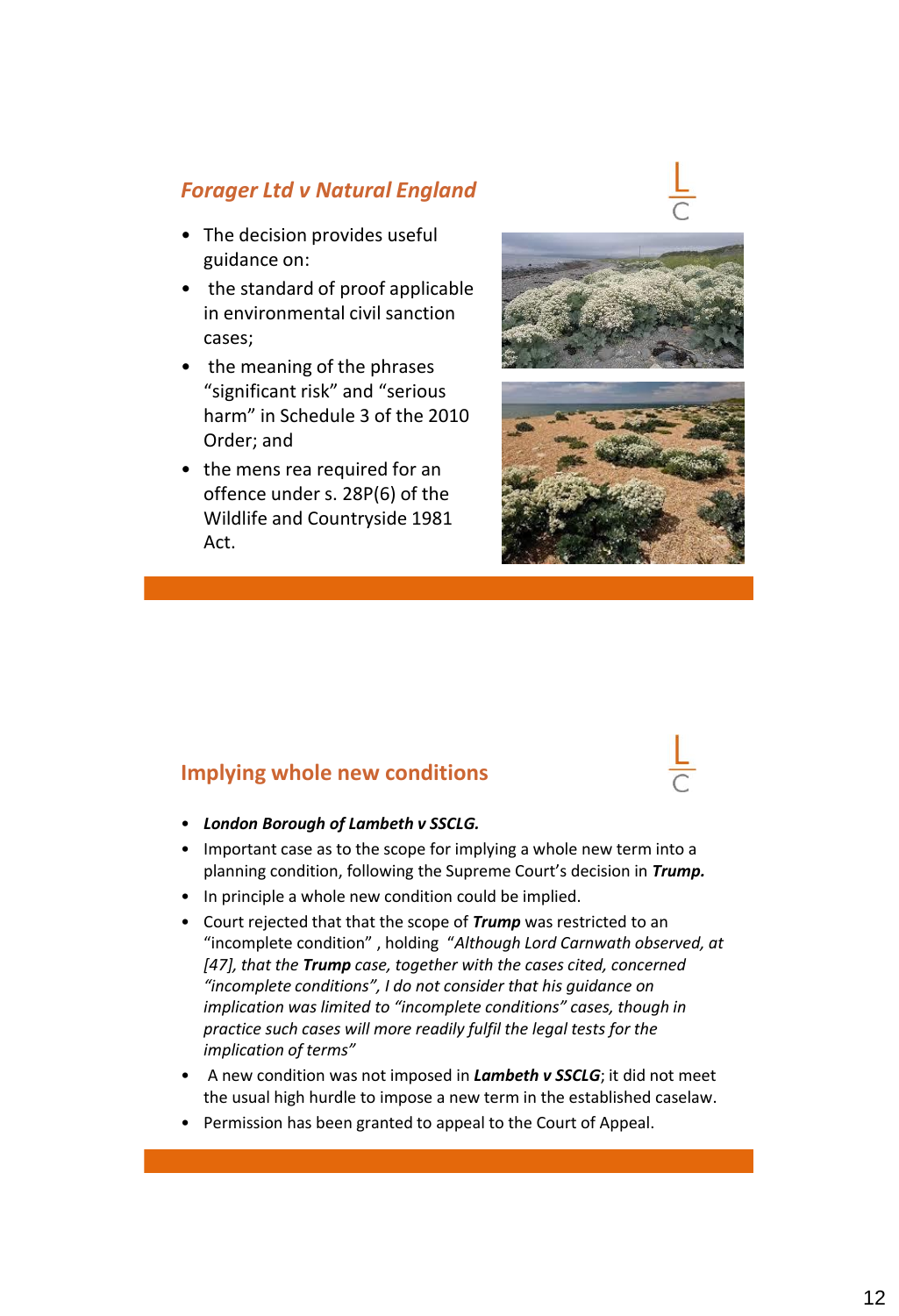## *Forager Ltd v Natural England*

- The decision provides useful guidance on:
- the standard of proof applicable in environmental civil sanction cases;
- the meaning of the phrases "significant risk" and "serious harm" in Schedule 3 of the 2010 Order; and
- the mens rea required for an offence under s. 28P(6) of the Wildlife and Countryside 1981 Act.

## Implying whole new conditions

- ***London Borough of Lambeth v SSCLG.***
- Important case as to the scope for implying a whole new term into a planning condition, following the Supreme Court's decision in ***Trump.***
- In principle a whole new condition could be implied.
- Court rejected that that the scope of ***Trump*** was restricted to an "incomplete condition" , holding "*Although Lord Carnwath observed, at [47], that the **Trump** case, together with the cases cited, concerned "incomplete conditions", I do not consider that his guidance on implication was limited to "incomplete conditions" cases, though in practice such cases will more readily fulfil the legal tests for the implication of terms*"
- A new condition was not imposed in ***Lambeth v SSCLG***; it did not meet the usual high hurdle to impose a new term in the established caselaw.
- Permission has been granted to appeal to the Court of Appeal.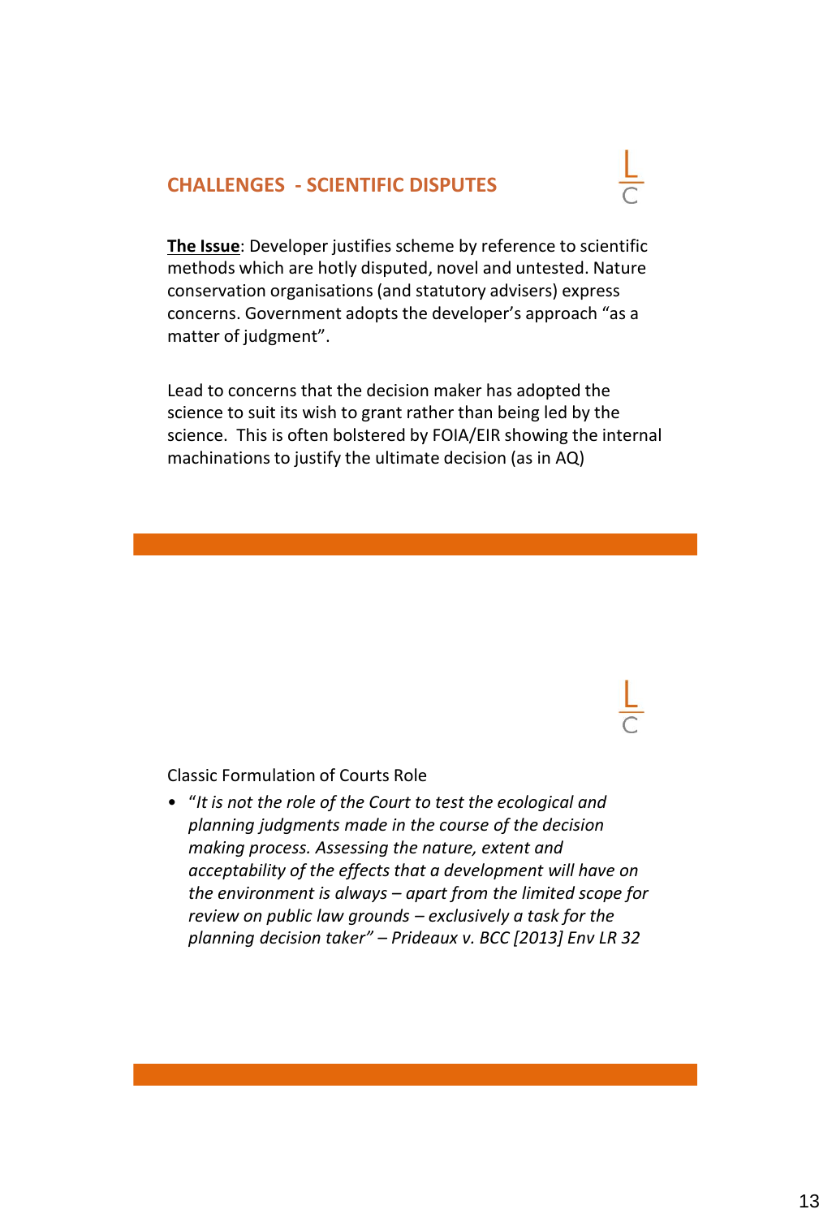## CHALLENGES - SCIENTIFIC DISPUTES

**The Issue**: Developer justifies scheme by reference to scientific methods which are hotly disputed, novel and untested. Nature conservation organisations (and statutory advisers) express concerns. Government adopts the developer's approach "as a matter of judgment".

Lead to concerns that the decision maker has adopted the science to suit its wish to grant rather than being led by the science. This is often bolstered by FOIA/EIR showing the internal machinations to justify the ultimate decision (as in AQ)

Classic Formulation of Courts Role

- "*It is not the role of the Court to test the ecological and planning judgments made in the course of the decision making process. Assessing the nature, extent and acceptability of the effects that a development will have on the environment is always – apart from the limited scope for review on public law grounds – exclusively a task for the planning decision taker" – Prideaux v. BCC [2013] Env LR 32*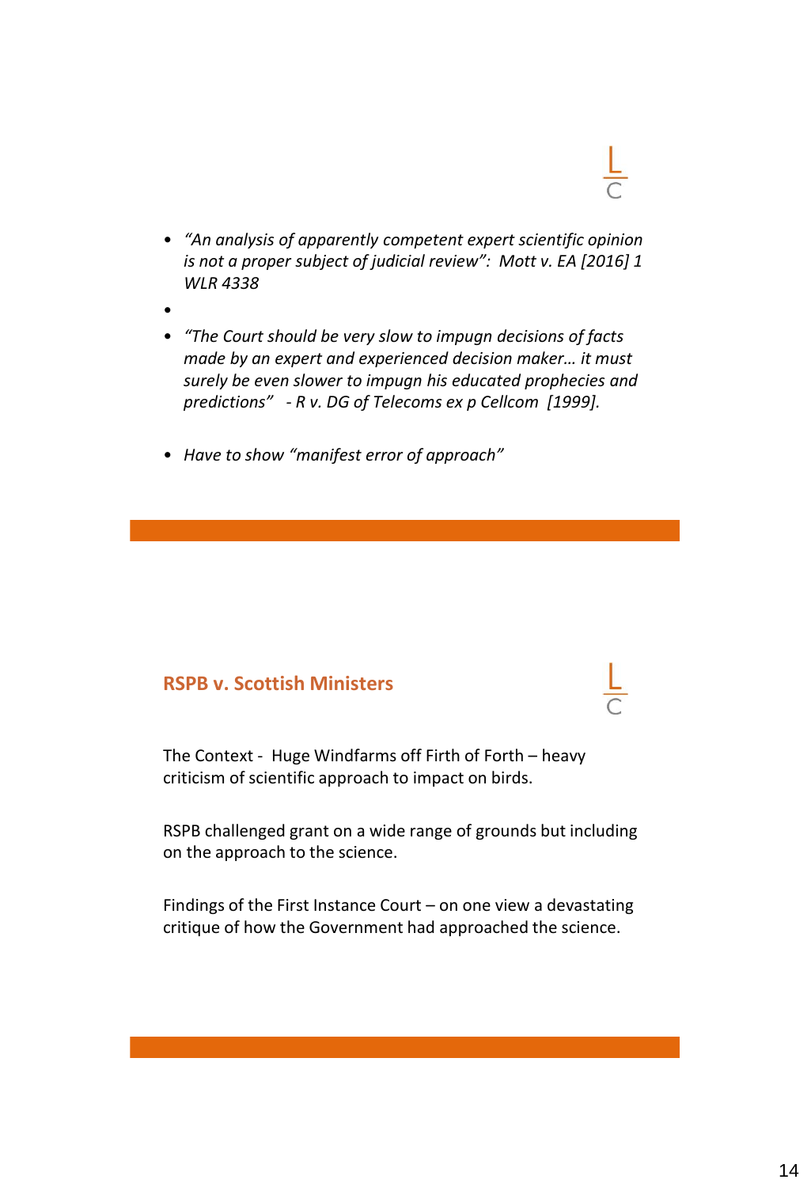- *"An analysis of apparently competent expert scientific opinion is not a proper subject of judicial review": Mott v. EA [2016] 1 WLR 4338*
- 
- *"The Court should be very slow to impugn decisions of facts made by an expert and experienced decision maker… it must surely be even slower to impugn his educated prophecies and predictions" - R v. DG of Telecoms ex p Cellcom [1999].*

- *Have to show "manifest error of approach"*

## RSPB v. Scottish Ministers

The Context - Huge Windfarms off Firth of Forth – heavy criticism of scientific approach to impact on birds.

RSPB challenged grant on a wide range of grounds but including on the approach to the science.

Findings of the First Instance Court – on one view a devastating critique of how the Government had approached the science.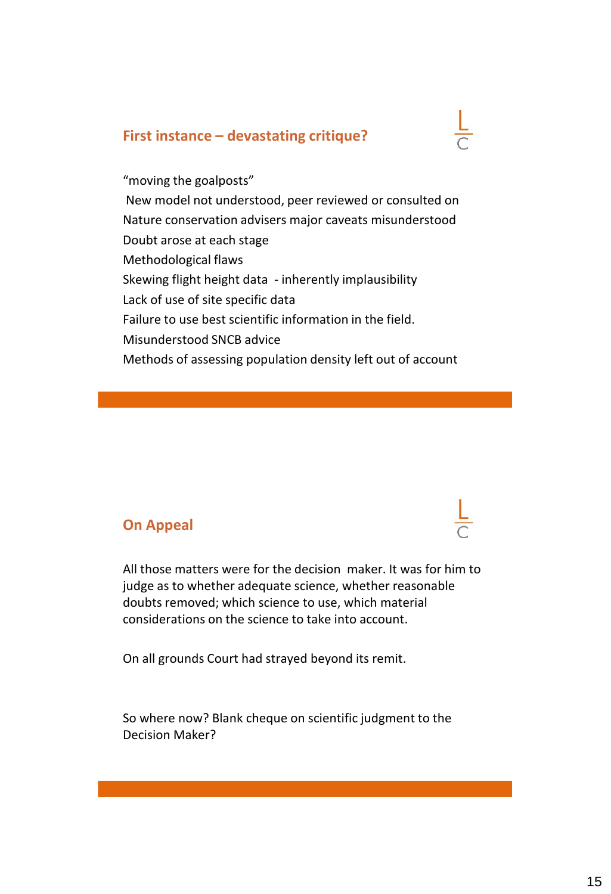## First instance – devastating critique?

"moving the goalposts"
New model not understood, peer reviewed or consulted on
Nature conservation advisers major caveats misunderstood
Doubt arose at each stage
Methodological flaws
Skewing flight height data - inherently implausibility
Lack of use of site specific data
Failure to use best scientific information in the field.
Misunderstood SNCB advice
Methods of assessing population density left out of account

## On Appeal

All those matters were for the decision maker. It was for him to judge as to whether adequate science, whether reasonable doubts removed; which science to use, which material considerations on the science to take into account.

On all grounds Court had strayed beyond its remit.

So where now? Blank cheque on scientific judgment to the Decision Maker?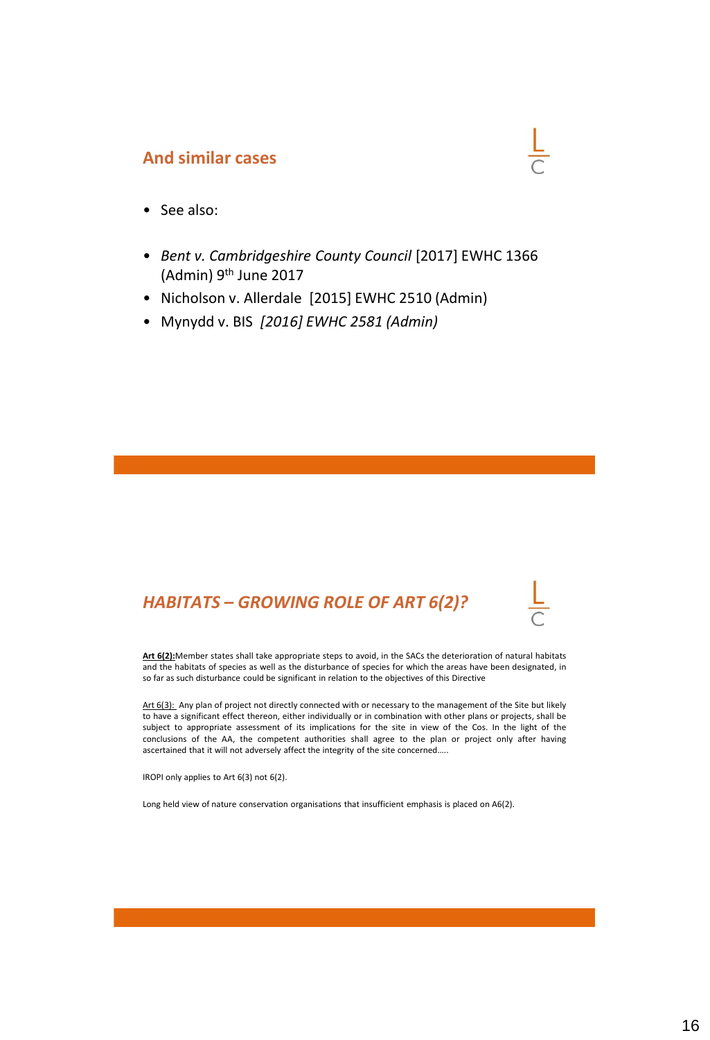## And similar cases

- See also:

- *Bent v. Cambridgeshire County Council* [2017] EWHC 1366 (Admin) 9th June 2017
- Nicholson v. Allerdale [2015] EWHC 2510 (Admin)
- Mynydd v. BIS *[2016] EWHC 2581 (Admin)*

## *HABITATS – GROWING ROLE OF ART 6(2)?*

**Art 6(2):**Member states shall take appropriate steps to avoid, in the SACs the deterioration of natural habitats and the habitats of species as well as the disturbance of species for which the areas have been designated, in so far as such disturbance could be significant in relation to the objectives of this Directive

Art 6(3): Any plan of project not directly connected with or necessary to the management of the Site but likely to have a significant effect thereon, either individually or in combination with other plans or projects, shall be subject to appropriate assessment of its implications for the site in view of the Cos. In the light of the conclusions of the AA, the competent authorities shall agree to the plan or project only after having ascertained that it will not adversely affect the integrity of the site concerned…..

IROPI only applies to Art 6(3) not 6(2).

Long held view of nature conservation organisations that insufficient emphasis is placed on A6(2).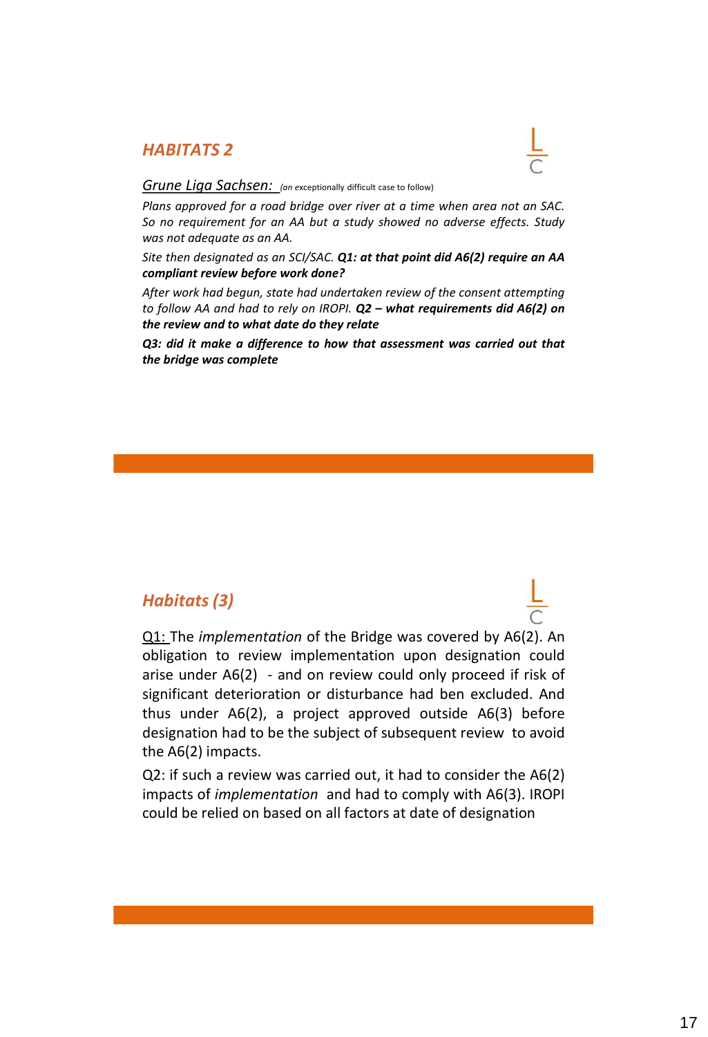## *HABITATS 2*

Grune Liga Sachsen: *(an exceptionally difficult case to follow)*

*Plans approved for a road bridge over river at a time when area not an SAC. So no requirement for an AA but a study showed no adverse effects. Study was not adequate as an AA.*

*Site then designated as an SCI/SAC.* ***Q1: at that point did A6(2) require an AA compliant review before work done?***

*After work had begun, state had undertaken review of the consent attempting to follow AA and had to rely on IROPI.* ***Q2 – what requirements did A6(2) on the review and to what date do they relate***

***Q3: did it make a difference to how that assessment was carried out that the bridge was complete***

## *Habitats (3)*

Q1: The *implementation* of the Bridge was covered by A6(2). An obligation to review implementation upon designation could arise under A6(2) - and on review could only proceed if risk of significant deterioration or disturbance had ben excluded. And thus under A6(2), a project approved outside A6(3) before designation had to be the subject of subsequent review to avoid the A6(2) impacts.

Q2: if such a review was carried out, it had to consider the A6(2) impacts of *implementation* and had to comply with A6(3). IROPI could be relied on based on all factors at date of designation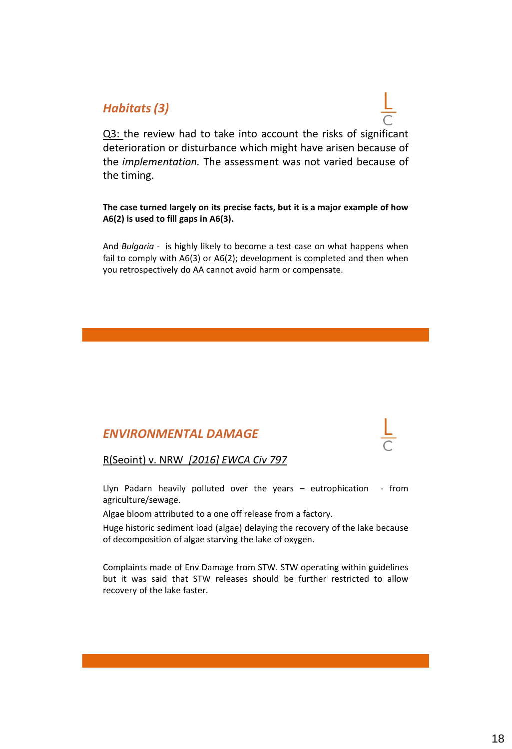## *Habitats (3)*

Q3: the review had to take into account the risks of significant deterioration or disturbance which might have arisen because of the *implementation.* The assessment was not varied because of the timing.

**The case turned largely on its precise facts, but it is a major example of how A6(2) is used to fill gaps in A6(3).**

And *Bulgaria* - is highly likely to become a test case on what happens when fail to comply with A6(3) or A6(2); development is completed and then when you retrospectively do AA cannot avoid harm or compensate.

## *ENVIRONMENTAL DAMAGE*

R(Seoint) v. NRW *[2016] EWCA Civ 797*

Llyn Padarn heavily polluted over the years – eutrophication - from agriculture/sewage.

Algae bloom attributed to a one off release from a factory.

Huge historic sediment load (algae) delaying the recovery of the lake because of decomposition of algae starving the lake of oxygen.

Complaints made of Env Damage from STW. STW operating within guidelines but it was said that STW releases should be further restricted to allow recovery of the lake faster.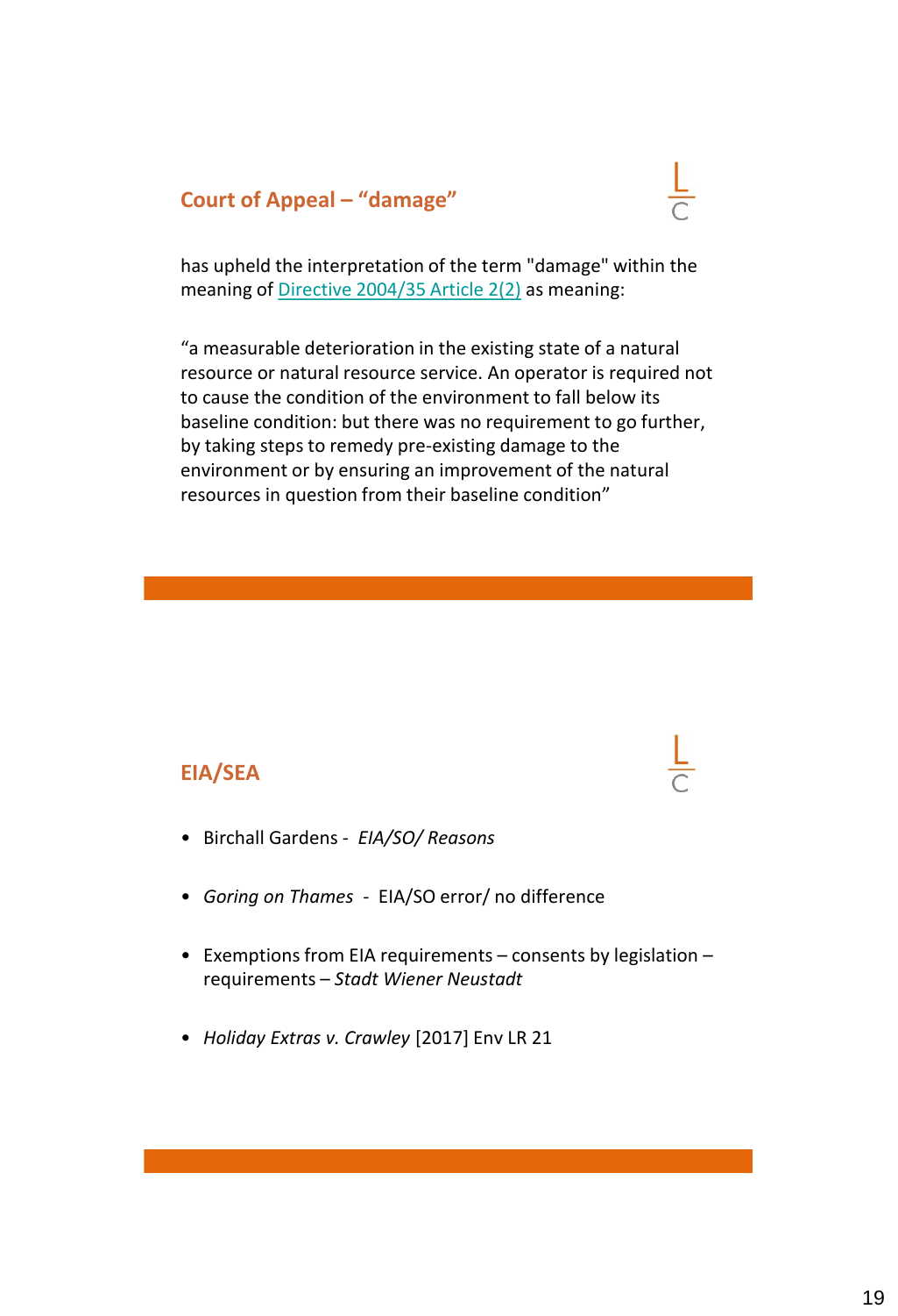## Court of Appeal – "damage"

has upheld the interpretation of the term "damage" within the meaning of [Directive 2004/35 Article 2(2)] as meaning:

"a measurable deterioration in the existing state of a natural resource or natural resource service. An operator is required not to cause the condition of the environment to fall below its baseline condition: but there was no requirement to go further, by taking steps to remedy pre-existing damage to the environment or by ensuring an improvement of the natural resources in question from their baseline condition"

## EIA/SEA

- Birchall Gardens - *EIA/SO/ Reasons*
- *Goring on Thames* - EIA/SO error/ no difference
- Exemptions from EIA requirements – consents by legislation – requirements – *Stadt Wiener Neustadt*
- *Holiday Extras v. Crawley* [2017] Env LR 21